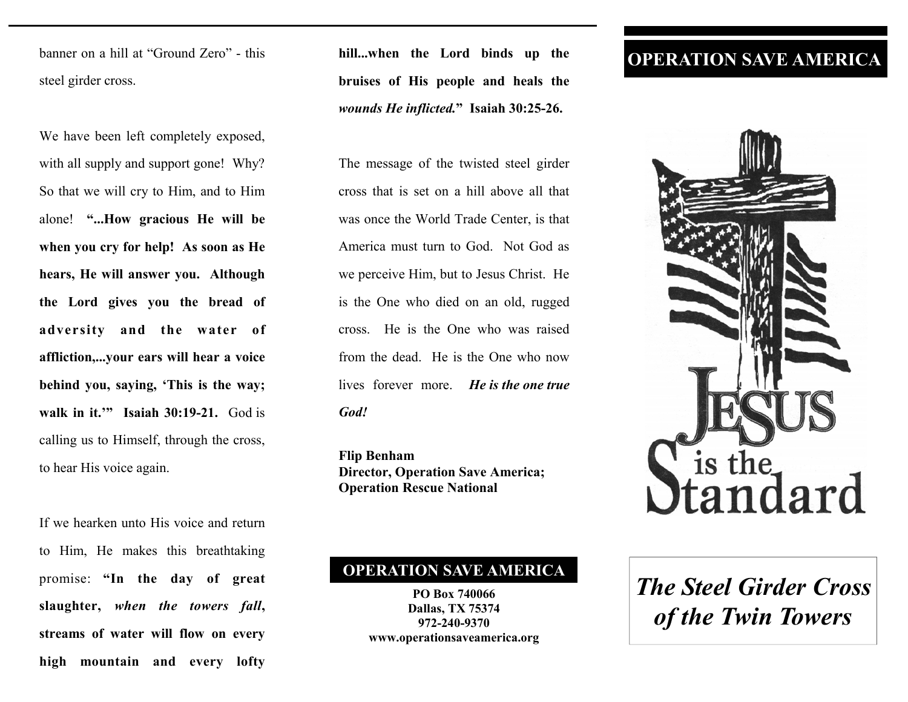banner on a hill at "Ground Zero" - this steel girder cross.

We have been left completely exposed, with all supply and support gone! Why? So that we will cry to Him, and to Him alone! **"...How gracious He will be when you cry for help! As soon as He hears, He will answer you. Although the Lord gives you the bread of adversity and the water of affliction,...your ears will hear a voice behind you, saying, 'This is the way; walk in it.'" Isaiah 30:19-21.** God is calling us to Himself, through the cross, to hear His voice again.

If we hearken unto His voice and return to Him, He makes this breathtaking promise: **"In the day of great slaughter, *when the towers fall*, streams of water will flow on every high mountain and every lofty hill...when the Lord binds up the bruises of His people and heals the *wounds He inflicted.*" Isaiah 30:25-26.**

The message of the twisted steel girder cross that is set on a hill above all that was once the World Trade Center, is that America must turn to God. Not God as we perceive Him, but to Jesus Christ. He is the One who died on an old, rugged cross. He is the One who was raised from the dead. He is the One who now lives forever more. ***He is the one true God!***

**Flip Benham**
**Director, Operation Save America;**
**Operation Rescue National**

**OPERATION SAVE AMERICA**

**PO Box 740066**
**Dallas, TX 75374**
**972-240-9370**
**www.operationsaveamerica.org**

# OPERATION SAVE AMERICA

JESUS is the Standard

## *The Steel Girder Cross of the Twin Towers*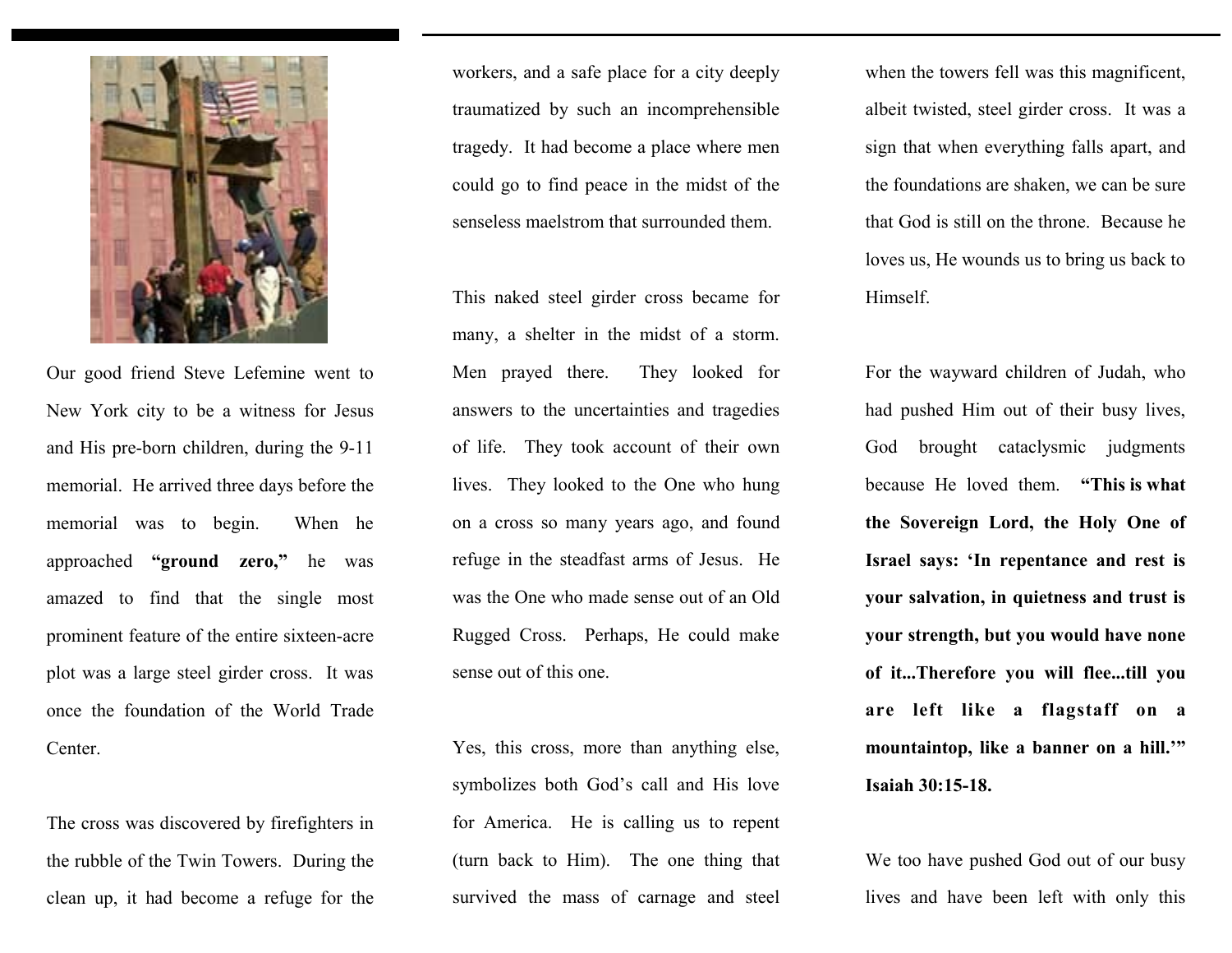Our good friend Steve Lefemine went to New York city to be a witness for Jesus and His pre-born children, during the 9-11 memorial. He arrived three days before the memorial was to begin. When he approached **"ground zero,"** he was amazed to find that the single most prominent feature of the entire sixteen-acre plot was a large steel girder cross. It was once the foundation of the World Trade Center.

The cross was discovered by firefighters in the rubble of the Twin Towers. During the clean up, it had become a refuge for the workers, and a safe place for a city deeply traumatized by such an incomprehensible tragedy. It had become a place where men could go to find peace in the midst of the senseless maelstrom that surrounded them.

This naked steel girder cross became for many, a shelter in the midst of a storm. Men prayed there. They looked for answers to the uncertainties and tragedies of life. They took account of their own lives. They looked to the One who hung on a cross so many years ago, and found refuge in the steadfast arms of Jesus. He was the One who made sense out of an Old Rugged Cross. Perhaps, He could make sense out of this one.

Yes, this cross, more than anything else, symbolizes both God's call and His love for America. He is calling us to repent (turn back to Him). The one thing that survived the mass of carnage and steel when the towers fell was this magnificent, albeit twisted, steel girder cross. It was a sign that when everything falls apart, and the foundations are shaken, we can be sure that God is still on the throne. Because he loves us, He wounds us to bring us back to Himself.

For the wayward children of Judah, who had pushed Him out of their busy lives, God brought cataclysmic judgments because He loved them. **"This is what the Sovereign Lord, the Holy One of Israel says: 'In repentance and rest is your salvation, in quietness and trust is your strength, but you would have none of it...Therefore you will flee...till you are left like a flagstaff on a mountaintop, like a banner on a hill.'" Isaiah 30:15-18.**

We too have pushed God out of our busy lives and have been left with only this